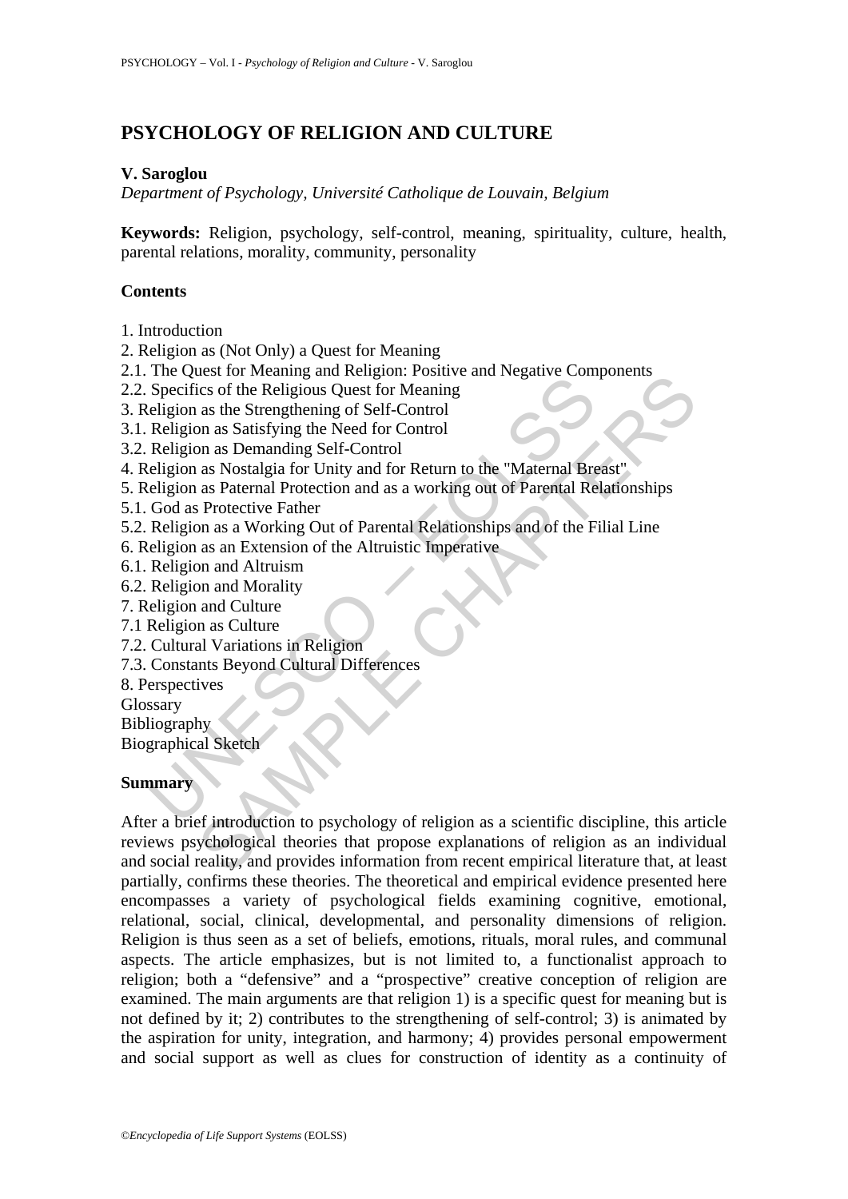# PSYCHOLOGY OF RELIGION AND CULTURE

**V. Saroglou**

*Department of Psychology, Université Catholique de Louvain, Belgium*

**Keywords:** Religion, psychology, self-control, meaning, spirituality, culture, health, parental relations, morality, community, personality

## Contents

1. Introduction
2. Religion as (Not Only) a Quest for Meaning
2.1. The Quest for Meaning and Religion: Positive and Negative Components
2.2. Specifics of the Religious Quest for Meaning
3. Religion as the Strengthening of Self-Control
3.1. Religion as Satisfying the Need for Control
3.2. Religion as Demanding Self-Control
4. Religion as Nostalgia for Unity and for Return to the "Maternal Breast"
5. Religion as Paternal Protection and as a working out of Parental Relationships
5.1. God as Protective Father
5.2. Religion as a Working Out of Parental Relationships and of the Filial Line
6. Religion as an Extension of the Altruistic Imperative
6.1. Religion and Altruism
6.2. Religion and Morality
7. Religion and Culture
7.1 Religion as Culture
7.2. Cultural Variations in Religion
7.3. Constants Beyond Cultural Differences
8. Perspectives
Glossary
Bibliography
Biographical Sketch

## Summary

After a brief introduction to psychology of religion as a scientific discipline, this article reviews psychological theories that propose explanations of religion as an individual and social reality, and provides information from recent empirical literature that, at least partially, confirms these theories. The theoretical and empirical evidence presented here encompasses a variety of psychological fields examining cognitive, emotional, relational, social, clinical, developmental, and personality dimensions of religion. Religion is thus seen as a set of beliefs, emotions, rituals, moral rules, and communal aspects. The article emphasizes, but is not limited to, a functionalist approach to religion; both a "defensive" and a "prospective" creative conception of religion are examined. The main arguments are that religion 1) is a specific quest for meaning but is not defined by it; 2) contributes to the strengthening of self-control; 3) is animated by the aspiration for unity, integration, and harmony; 4) provides personal empowerment and social support as well as clues for construction of identity as a continuity of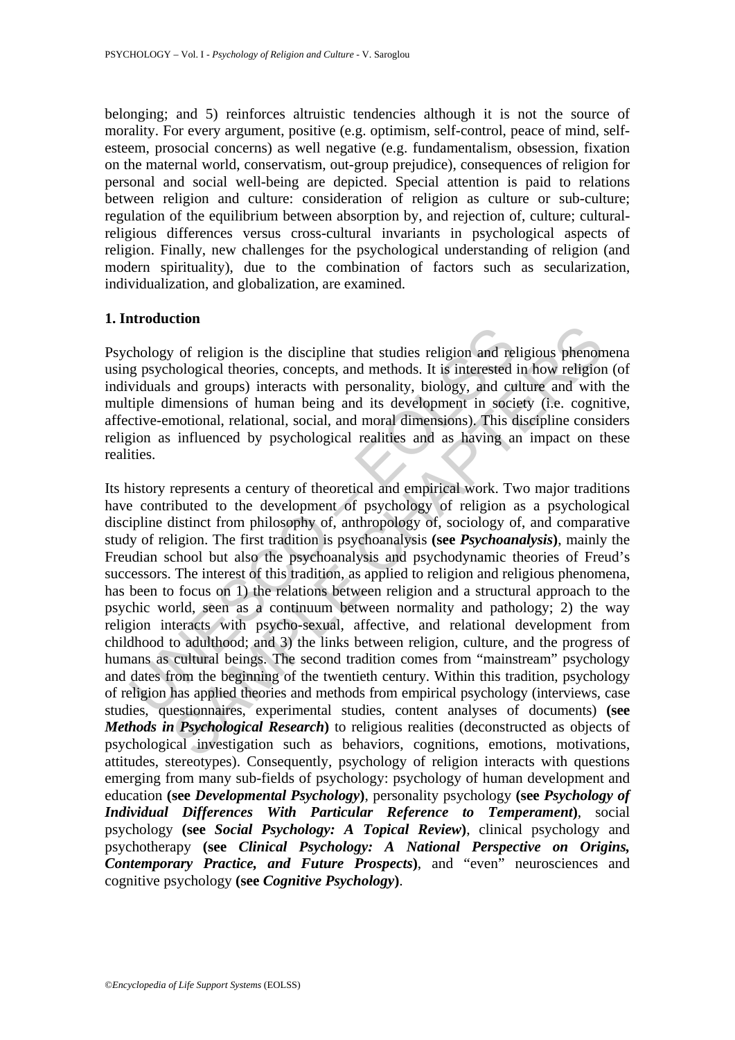belonging; and 5) reinforces altruistic tendencies although it is not the source of morality. For every argument, positive (e.g. optimism, self-control, peace of mind, self-esteem, prosocial concerns) as well negative (e.g. fundamentalism, obsession, fixation on the maternal world, conservatism, out-group prejudice), consequences of religion for personal and social well-being are depicted. Special attention is paid to relations between religion and culture: consideration of religion as culture or sub-culture; regulation of the equilibrium between absorption by, and rejection of, culture; cultural-religious differences versus cross-cultural invariants in psychological aspects of religion. Finally, new challenges for the psychological understanding of religion (and modern spirituality), due to the combination of factors such as secularization, individualization, and globalization, are examined.

## 1. Introduction

Psychology of religion is the discipline that studies religion and religious phenomena using psychological theories, concepts, and methods. It is interested in how religion (of individuals and groups) interacts with personality, biology, and culture and with the multiple dimensions of human being and its development in society (i.e. cognitive, affective-emotional, relational, social, and moral dimensions). This discipline considers religion as influenced by psychological realities and as having an impact on these realities.

Its history represents a century of theoretical and empirical work. Two major traditions have contributed to the development of psychology of religion as a psychological discipline distinct from philosophy of, anthropology of, sociology of, and comparative study of religion. The first tradition is psychoanalysis **(see *Psychoanalysis*)**, mainly the Freudian school but also the psychoanalysis and psychodynamic theories of Freud's successors. The interest of this tradition, as applied to religion and religious phenomena, has been to focus on 1) the relations between religion and a structural approach to the psychic world, seen as a continuum between normality and pathology; 2) the way religion interacts with psycho-sexual, affective, and relational development from childhood to adulthood; and 3) the links between religion, culture, and the progress of humans as cultural beings. The second tradition comes from "mainstream" psychology and dates from the beginning of the twentieth century. Within this tradition, psychology of religion has applied theories and methods from empirical psychology (interviews, case studies, questionnaires, experimental studies, content analyses of documents) **(see *Methods in Psychological Research*)** to religious realities (deconstructed as objects of psychological investigation such as behaviors, cognitions, emotions, motivations, attitudes, stereotypes). Consequently, psychology of religion interacts with questions emerging from many sub-fields of psychology: psychology of human development and education **(see *Developmental Psychology*)**, personality psychology **(see *Psychology of Individual Differences With Particular Reference to Temperament*)**, social psychology **(see *Social Psychology: A Topical Review*)**, clinical psychology and psychotherapy **(see *Clinical Psychology: A National Perspective on Origins, Contemporary Practice, and Future Prospects*)**, and "even" neurosciences and cognitive psychology **(see *Cognitive Psychology*)**.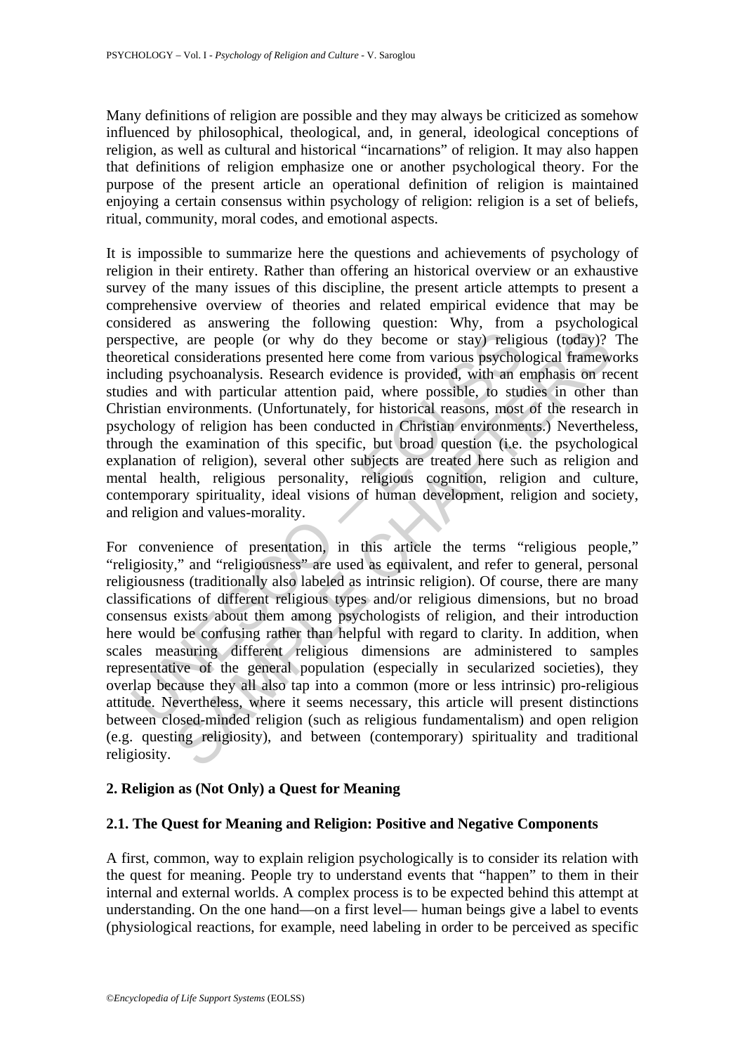Many definitions of religion are possible and they may always be criticized as somehow influenced by philosophical, theological, and, in general, ideological conceptions of religion, as well as cultural and historical "incarnations" of religion. It may also happen that definitions of religion emphasize one or another psychological theory. For the purpose of the present article an operational definition of religion is maintained enjoying a certain consensus within psychology of religion: religion is a set of beliefs, ritual, community, moral codes, and emotional aspects.

It is impossible to summarize here the questions and achievements of psychology of religion in their entirety. Rather than offering an historical overview or an exhaustive survey of the many issues of this discipline, the present article attempts to present a comprehensive overview of theories and related empirical evidence that may be considered as answering the following question: Why, from a psychological perspective, are people (or why do they become or stay) religious (today)? The theoretical considerations presented here come from various psychological frameworks including psychoanalysis. Research evidence is provided, with an emphasis on recent studies and with particular attention paid, where possible, to studies in other than Christian environments. (Unfortunately, for historical reasons, most of the research in psychology of religion has been conducted in Christian environments.) Nevertheless, through the examination of this specific, but broad question (i.e. the psychological explanation of religion), several other subjects are treated here such as religion and mental health, religious personality, religious cognition, religion and culture, contemporary spirituality, ideal visions of human development, religion and society, and religion and values-morality.

For convenience of presentation, in this article the terms "religious people," "religiosity," and "religiousness" are used as equivalent, and refer to general, personal religiousness (traditionally also labeled as intrinsic religion). Of course, there are many classifications of different religious types and/or religious dimensions, but no broad consensus exists about them among psychologists of religion, and their introduction here would be confusing rather than helpful with regard to clarity. In addition, when scales measuring different religious dimensions are administered to samples representative of the general population (especially in secularized societies), they overlap because they all also tap into a common (more or less intrinsic) pro-religious attitude. Nevertheless, where it seems necessary, this article will present distinctions between closed-minded religion (such as religious fundamentalism) and open religion (e.g. questing religiosity), and between (contemporary) spirituality and traditional religiosity.

## 2. Religion as (Not Only) a Quest for Meaning

### 2.1. The Quest for Meaning and Religion: Positive and Negative Components

A first, common, way to explain religion psychologically is to consider its relation with the quest for meaning. People try to understand events that "happen" to them in their internal and external worlds. A complex process is to be expected behind this attempt at understanding. On the one hand—on a first level— human beings give a label to events (physiological reactions, for example, need labeling in order to be perceived as specific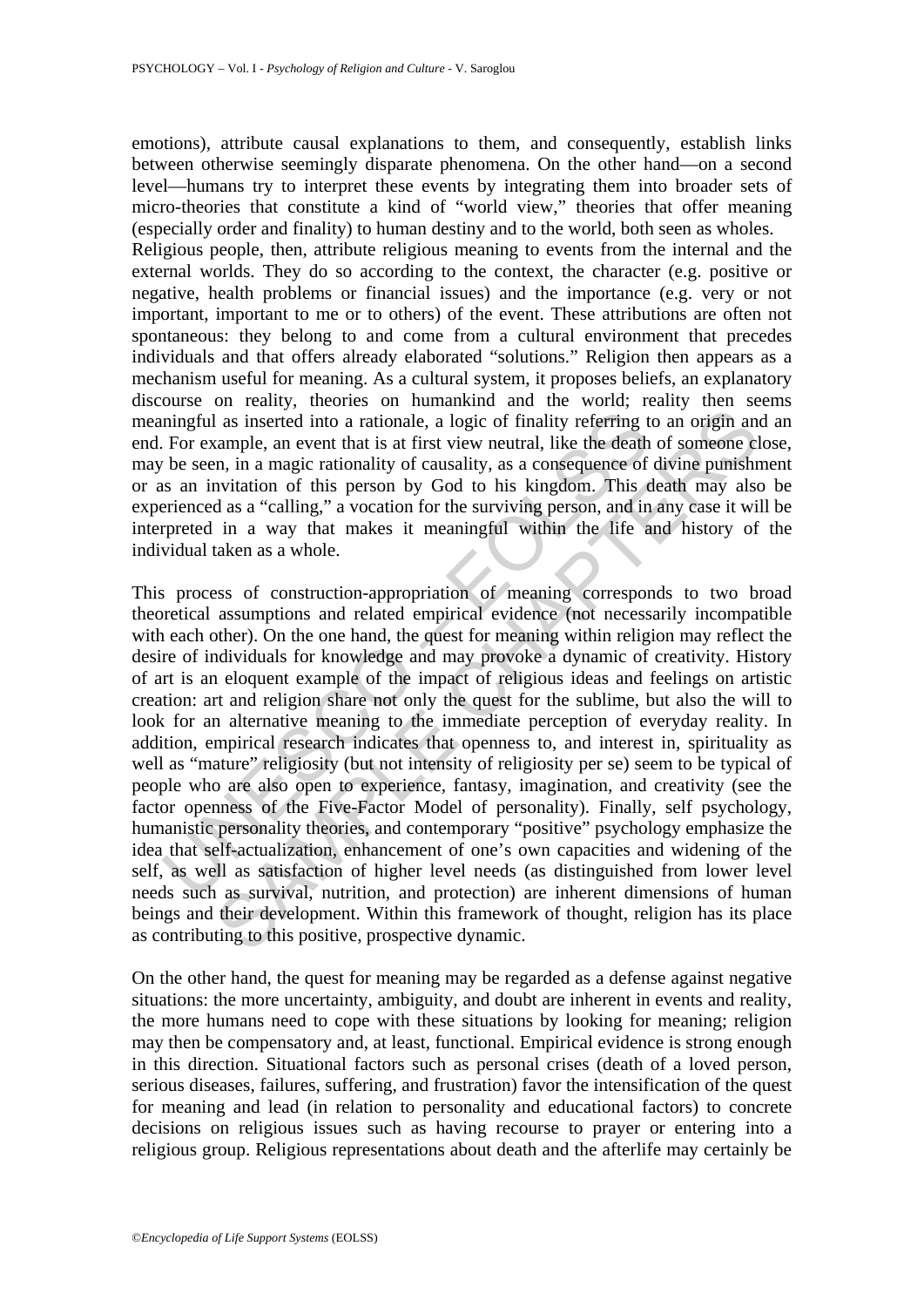emotions), attribute causal explanations to them, and consequently, establish links between otherwise seemingly disparate phenomena. On the other hand—on a second level—humans try to interpret these events by integrating them into broader sets of micro-theories that constitute a kind of "world view," theories that offer meaning (especially order and finality) to human destiny and to the world, both seen as wholes.

Religious people, then, attribute religious meaning to events from the internal and the external worlds. They do so according to the context, the character (e.g. positive or negative, health problems or financial issues) and the importance (e.g. very or not important, important to me or to others) of the event. These attributions are often not spontaneous: they belong to and come from a cultural environment that precedes individuals and that offers already elaborated "solutions." Religion then appears as a mechanism useful for meaning. As a cultural system, it proposes beliefs, an explanatory discourse on reality, theories on humankind and the world; reality then seems meaningful as inserted into a rationale, a logic of finality referring to an origin and an end. For example, an event that is at first view neutral, like the death of someone close, may be seen, in a magic rationality of causality, as a consequence of divine punishment or as an invitation of this person by God to his kingdom. This death may also be experienced as a "calling," a vocation for the surviving person, and in any case it will be interpreted in a way that makes it meaningful within the life and history of the individual taken as a whole.

This process of construction-appropriation of meaning corresponds to two broad theoretical assumptions and related empirical evidence (not necessarily incompatible with each other). On the one hand, the quest for meaning within religion may reflect the desire of individuals for knowledge and may provoke a dynamic of creativity. History of art is an eloquent example of the impact of religious ideas and feelings on artistic creation: art and religion share not only the quest for the sublime, but also the will to look for an alternative meaning to the immediate perception of everyday reality. In addition, empirical research indicates that openness to, and interest in, spirituality as well as "mature" religiosity (but not intensity of religiosity per se) seem to be typical of people who are also open to experience, fantasy, imagination, and creativity (see the factor openness of the Five-Factor Model of personality). Finally, self psychology, humanistic personality theories, and contemporary "positive" psychology emphasize the idea that self-actualization, enhancement of one's own capacities and widening of the self, as well as satisfaction of higher level needs (as distinguished from lower level needs such as survival, nutrition, and protection) are inherent dimensions of human beings and their development. Within this framework of thought, religion has its place as contributing to this positive, prospective dynamic.

On the other hand, the quest for meaning may be regarded as a defense against negative situations: the more uncertainty, ambiguity, and doubt are inherent in events and reality, the more humans need to cope with these situations by looking for meaning; religion may then be compensatory and, at least, functional. Empirical evidence is strong enough in this direction. Situational factors such as personal crises (death of a loved person, serious diseases, failures, suffering, and frustration) favor the intensification of the quest for meaning and lead (in relation to personality and educational factors) to concrete decisions on religious issues such as having recourse to prayer or entering into a religious group. Religious representations about death and the afterlife may certainly be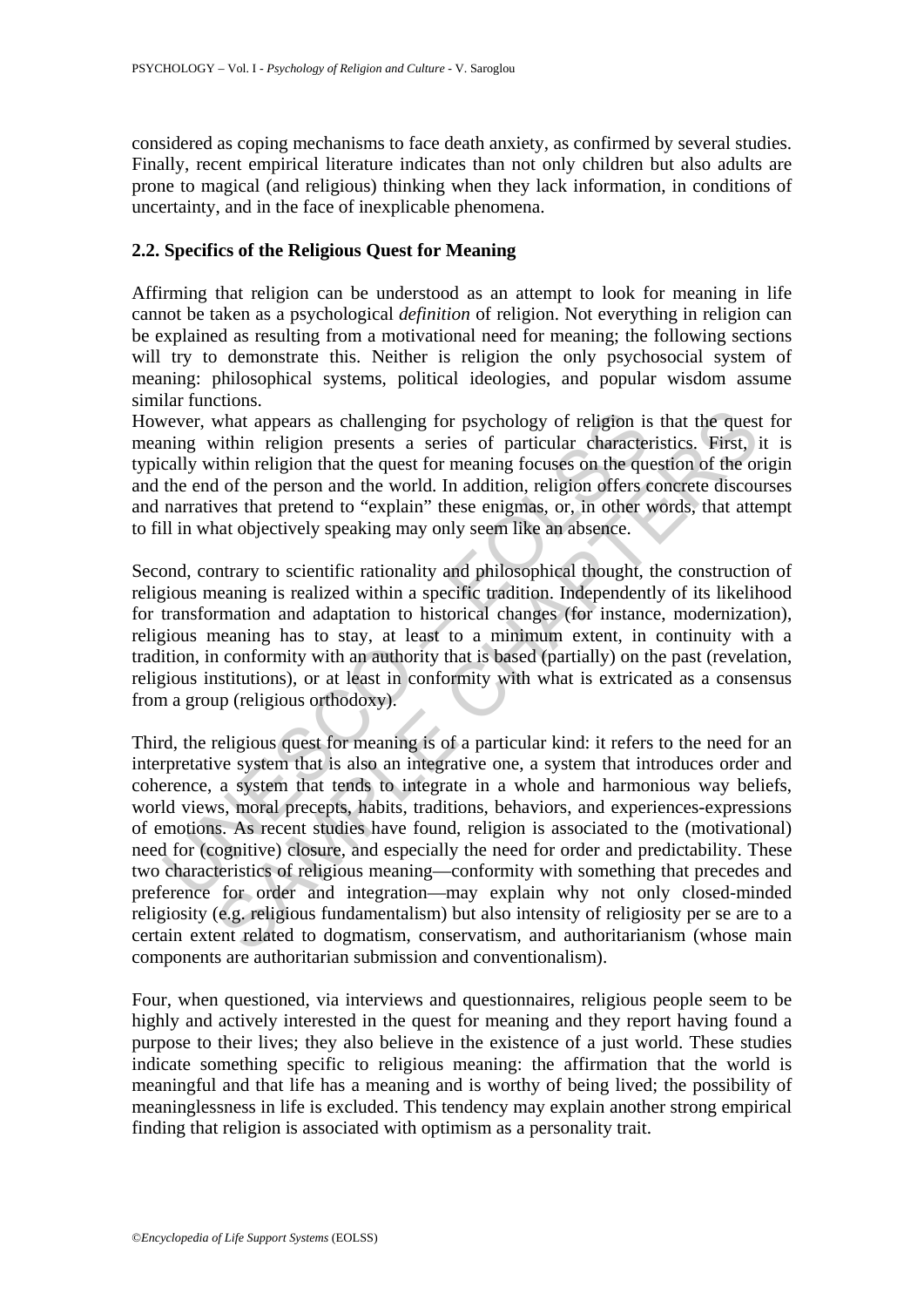considered as coping mechanisms to face death anxiety, as confirmed by several studies. Finally, recent empirical literature indicates than not only children but also adults are prone to magical (and religious) thinking when they lack information, in conditions of uncertainty, and in the face of inexplicable phenomena.

## 2.2. Specifics of the Religious Quest for Meaning

Affirming that religion can be understood as an attempt to look for meaning in life cannot be taken as a psychological *definition* of religion. Not everything in religion can be explained as resulting from a motivational need for meaning; the following sections will try to demonstrate this. Neither is religion the only psychosocial system of meaning: philosophical systems, political ideologies, and popular wisdom assume similar functions.

However, what appears as challenging for psychology of religion is that the quest for meaning within religion presents a series of particular characteristics. First, it is typically within religion that the quest for meaning focuses on the question of the origin and the end of the person and the world. In addition, religion offers concrete discourses and narratives that pretend to "explain" these enigmas, or, in other words, that attempt to fill in what objectively speaking may only seem like an absence.

Second, contrary to scientific rationality and philosophical thought, the construction of religious meaning is realized within a specific tradition. Independently of its likelihood for transformation and adaptation to historical changes (for instance, modernization), religious meaning has to stay, at least to a minimum extent, in continuity with a tradition, in conformity with an authority that is based (partially) on the past (revelation, religious institutions), or at least in conformity with what is extricated as a consensus from a group (religious orthodoxy).

Third, the religious quest for meaning is of a particular kind: it refers to the need for an interpretative system that is also an integrative one, a system that introduces order and coherence, a system that tends to integrate in a whole and harmonious way beliefs, world views, moral precepts, habits, traditions, behaviors, and experiences-expressions of emotions. As recent studies have found, religion is associated to the (motivational) need for (cognitive) closure, and especially the need for order and predictability. These two characteristics of religious meaning—conformity with something that precedes and preference for order and integration—may explain why not only closed-minded religiosity (e.g. religious fundamentalism) but also intensity of religiosity per se are to a certain extent related to dogmatism, conservatism, and authoritarianism (whose main components are authoritarian submission and conventionalism).

Four, when questioned, via interviews and questionnaires, religious people seem to be highly and actively interested in the quest for meaning and they report having found a purpose to their lives; they also believe in the existence of a just world. These studies indicate something specific to religious meaning: the affirmation that the world is meaningful and that life has a meaning and is worthy of being lived; the possibility of meaninglessness in life is excluded. This tendency may explain another strong empirical finding that religion is associated with optimism as a personality trait.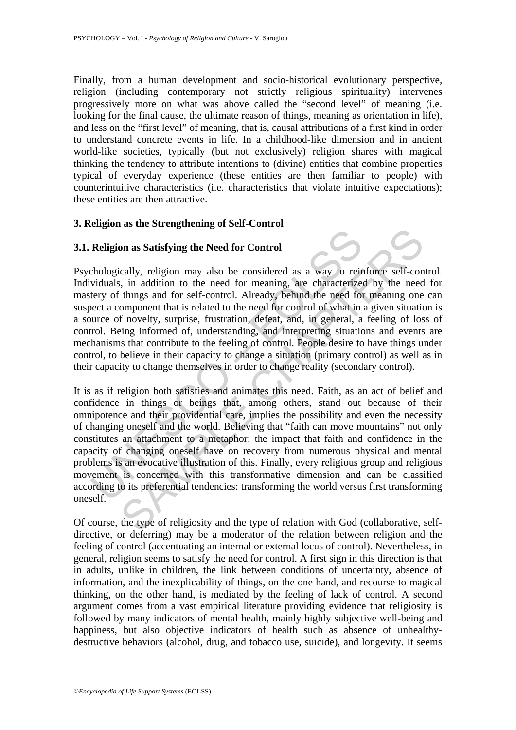Finally, from a human development and socio-historical evolutionary perspective, religion (including contemporary not strictly religious spirituality) intervenes progressively more on what was above called the "second level" of meaning (i.e. looking for the final cause, the ultimate reason of things, meaning as orientation in life), and less on the "first level" of meaning, that is, causal attributions of a first kind in order to understand concrete events in life. In a childhood-like dimension and in ancient world-like societies, typically (but not exclusively) religion shares with magical thinking the tendency to attribute intentions to (divine) entities that combine properties typical of everyday experience (these entities are then familiar to people) with counterintuitive characteristics (i.e. characteristics that violate intuitive expectations); these entities are then attractive.

## 3. Religion as the Strengthening of Self-Control

### 3.1. Religion as Satisfying the Need for Control

Psychologically, religion may also be considered as a way to reinforce self-control. Individuals, in addition to the need for meaning, are characterized by the need for mastery of things and for self-control. Already, behind the need for meaning one can suspect a component that is related to the need for control of what in a given situation is a source of novelty, surprise, frustration, defeat, and, in general, a feeling of loss of control. Being informed of, understanding, and interpreting situations and events are mechanisms that contribute to the feeling of control. People desire to have things under control, to believe in their capacity to change a situation (primary control) as well as in their capacity to change themselves in order to change reality (secondary control).

It is as if religion both satisfies and animates this need. Faith, as an act of belief and confidence in things or beings that, among others, stand out because of their omnipotence and their providential care, implies the possibility and even the necessity of changing oneself and the world. Believing that "faith can move mountains" not only constitutes an attachment to a metaphor: the impact that faith and confidence in the capacity of changing oneself have on recovery from numerous physical and mental problems is an evocative illustration of this. Finally, every religious group and religious movement is concerned with this transformative dimension and can be classified according to its preferential tendencies: transforming the world versus first transforming oneself.

Of course, the type of religiosity and the type of relation with God (collaborative, self-directive, or deferring) may be a moderator of the relation between religion and the feeling of control (accentuating an internal or external locus of control). Nevertheless, in general, religion seems to satisfy the need for control. A first sign in this direction is that in adults, unlike in children, the link between conditions of uncertainty, absence of information, and the inexplicability of things, on the one hand, and recourse to magical thinking, on the other hand, is mediated by the feeling of lack of control. A second argument comes from a vast empirical literature providing evidence that religiosity is followed by many indicators of mental health, mainly highly subjective well-being and happiness, but also objective indicators of health such as absence of unhealthy-destructive behaviors (alcohol, drug, and tobacco use, suicide), and longevity. It seems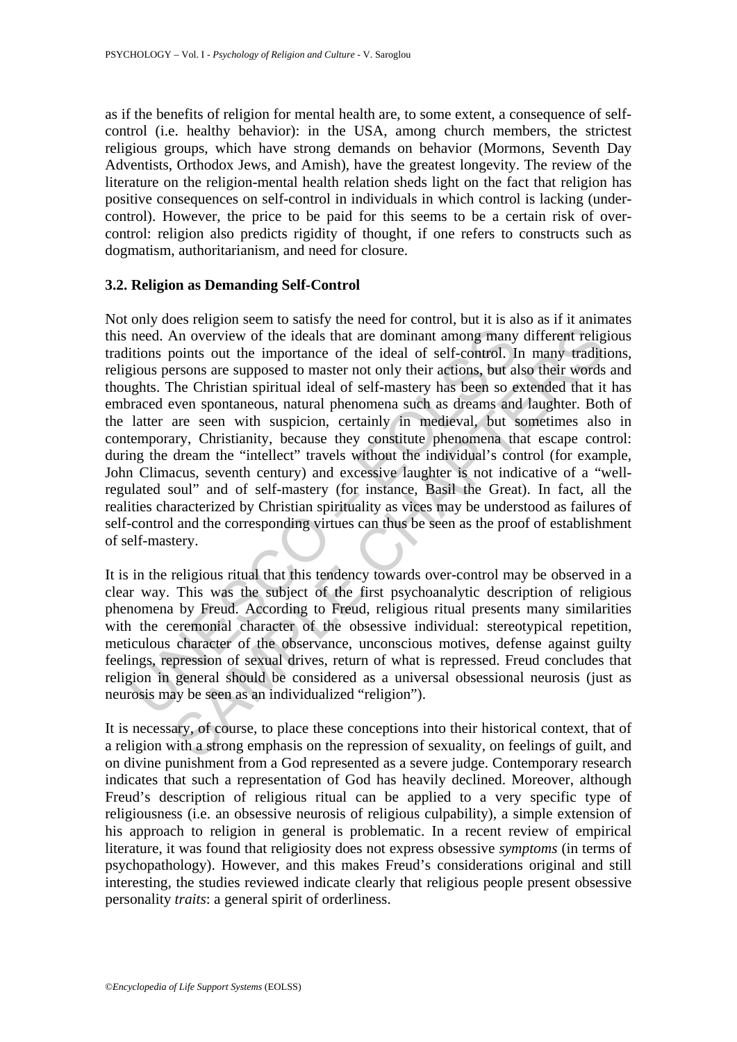as if the benefits of religion for mental health are, to some extent, a consequence of self-control (i.e. healthy behavior): in the USA, among church members, the strictest religious groups, which have strong demands on behavior (Mormons, Seventh Day Adventists, Orthodox Jews, and Amish), have the greatest longevity. The review of the literature on the religion-mental health relation sheds light on the fact that religion has positive consequences on self-control in individuals in which control is lacking (under-control). However, the price to be paid for this seems to be a certain risk of over-control: religion also predicts rigidity of thought, if one refers to constructs such as dogmatism, authoritarianism, and need for closure.

### 3.2. Religion as Demanding Self-Control

Not only does religion seem to satisfy the need for control, but it is also as if it animates this need. An overview of the ideals that are dominant among many different religious traditions points out the importance of the ideal of self-control. In many traditions, religious persons are supposed to master not only their actions, but also their words and thoughts. The Christian spiritual ideal of self-mastery has been so extended that it has embraced even spontaneous, natural phenomena such as dreams and laughter. Both of the latter are seen with suspicion, certainly in medieval, but sometimes also in contemporary, Christianity, because they constitute phenomena that escape control: during the dream the "intellect" travels without the individual's control (for example, John Climacus, seventh century) and excessive laughter is not indicative of a "well-regulated soul" and of self-mastery (for instance, Basil the Great). In fact, all the realities characterized by Christian spirituality as vices may be understood as failures of self-control and the corresponding virtues can thus be seen as the proof of establishment of self-mastery.

It is in the religious ritual that this tendency towards over-control may be observed in a clear way. This was the subject of the first psychoanalytic description of religious phenomena by Freud. According to Freud, religious ritual presents many similarities with the ceremonial character of the obsessive individual: stereotypical repetition, meticulous character of the observance, unconscious motives, defense against guilty feelings, repression of sexual drives, return of what is repressed. Freud concludes that religion in general should be considered as a universal obsessional neurosis (just as neurosis may be seen as an individualized "religion").

It is necessary, of course, to place these conceptions into their historical context, that of a religion with a strong emphasis on the repression of sexuality, on feelings of guilt, and on divine punishment from a God represented as a severe judge. Contemporary research indicates that such a representation of God has heavily declined. Moreover, although Freud's description of religious ritual can be applied to a very specific type of religiousness (i.e. an obsessive neurosis of religious culpability), a simple extension of his approach to religion in general is problematic. In a recent review of empirical literature, it was found that religiosity does not express obsessive *symptoms* (in terms of psychopathology). However, and this makes Freud's considerations original and still interesting, the studies reviewed indicate clearly that religious people present obsessive personality *traits*: a general spirit of orderliness.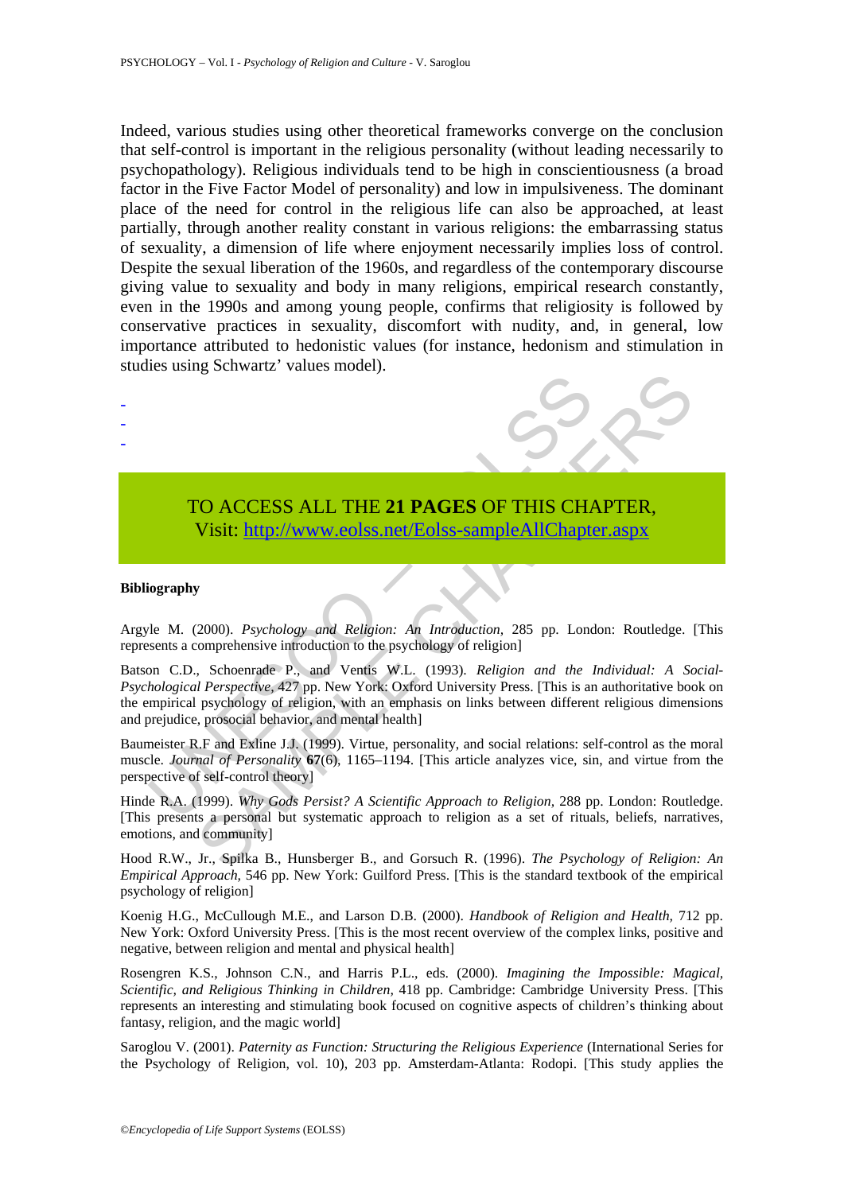Indeed, various studies using other theoretical frameworks converge on the conclusion that self-control is important in the religious personality (without leading necessarily to psychopathology). Religious individuals tend to be high in conscientiousness (a broad factor in the Five Factor Model of personality) and low in impulsiveness. The dominant place of the need for control in the religious life can also be approached, at least partially, through another reality constant in various religions: the embarrassing status of sexuality, a dimension of life where enjoyment necessarily implies loss of control. Despite the sexual liberation of the 1960s, and regardless of the contemporary discourse giving value to sexuality and body in many religions, empirical research constantly, even in the 1990s and among young people, confirms that religiosity is followed by conservative practices in sexuality, discomfort with nudity, and, in general, low importance attributed to hedonistic values (for instance, hedonism and stimulation in studies using Schwartz' values model).

-
-
-

TO ACCESS ALL THE **21 PAGES** OF THIS CHAPTER,
Visit: http://www.eolss.net/Eolss-sampleAllChapter.aspx

**Bibliography**

Argyle M. (2000). *Psychology and Religion: An Introduction*, 285 pp. London: Routledge. [This represents a comprehensive introduction to the psychology of religion]

Batson C.D., Schoenrade P., and Ventis W.L. (1993). *Religion and the Individual: A Social-Psychological Perspective,* 427 pp. New York: Oxford University Press. [This is an authoritative book on the empirical psychology of religion, with an emphasis on links between different religious dimensions and prejudice, prosocial behavior, and mental health]

Baumeister R.F and Exline J.J. (1999). Virtue, personality, and social relations: self-control as the moral muscle. *Journal of Personality* **67**(6), 1165–1194. [This article analyzes vice, sin, and virtue from the perspective of self-control theory]

Hinde R.A. (1999). *Why Gods Persist? A Scientific Approach to Religion,* 288 pp. London: Routledge. [This presents a personal but systematic approach to religion as a set of rituals, beliefs, narratives, emotions, and community]

Hood R.W., Jr., Spilka B., Hunsberger B., and Gorsuch R. (1996). *The Psychology of Religion: An Empirical Approach,* 546 pp. New York: Guilford Press. [This is the standard textbook of the empirical psychology of religion]

Koenig H.G., McCullough M.E., and Larson D.B. (2000). *Handbook of Religion and Health,* 712 pp. New York: Oxford University Press. [This is the most recent overview of the complex links, positive and negative, between religion and mental and physical health]

Rosengren K.S., Johnson C.N., and Harris P.L., eds. (2000). *Imagining the Impossible: Magical, Scientific, and Religious Thinking in Children,* 418 pp. Cambridge: Cambridge University Press. [This represents an interesting and stimulating book focused on cognitive aspects of children's thinking about fantasy, religion, and the magic world]

Saroglou V. (2001). *Paternity as Function: Structuring the Religious Experience* (International Series for the Psychology of Religion, vol. 10), 203 pp. Amsterdam-Atlanta: Rodopi. [This study applies the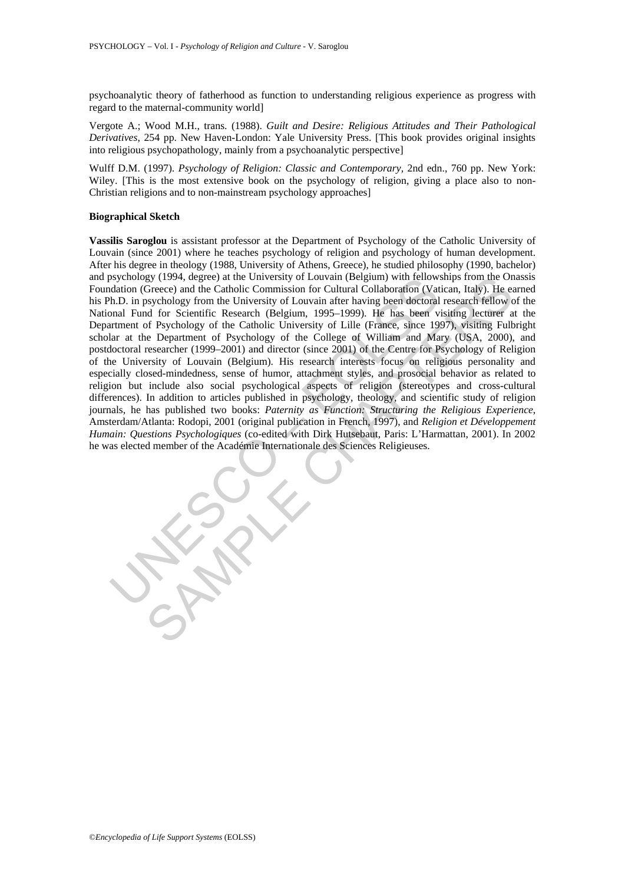psychoanalytic theory of fatherhood as function to understanding religious experience as progress with regard to the maternal-community world]

Vergote A.; Wood M.H., trans. (1988). *Guilt and Desire: Religious Attitudes and Their Pathological Derivatives*, 254 pp. New Haven-London: Yale University Press. [This book provides original insights into religious psychopathology, mainly from a psychoanalytic perspective]

Wulff D.M. (1997). *Psychology of Religion: Classic and Contemporary*, 2nd edn., 760 pp. New York: Wiley. [This is the most extensive book on the psychology of religion, giving a place also to non-Christian religions and to non-mainstream psychology approaches]

### Biographical Sketch

**Vassilis Saroglou** is assistant professor at the Department of Psychology of the Catholic University of Louvain (since 2001) where he teaches psychology of religion and psychology of human development. After his degree in theology (1988, University of Athens, Greece), he studied philosophy (1990, bachelor) and psychology (1994, degree) at the University of Louvain (Belgium) with fellowships from the Onassis Foundation (Greece) and the Catholic Commission for Cultural Collaboration (Vatican, Italy). He earned his Ph.D. in psychology from the University of Louvain after having been doctoral research fellow of the National Fund for Scientific Research (Belgium, 1995–1999). He has been visiting lecturer at the Department of Psychology of the Catholic University of Lille (France, since 1997), visiting Fulbright scholar at the Department of Psychology of the College of William and Mary (USA, 2000), and postdoctoral researcher (1999–2001) and director (since 2001) of the Centre for Psychology of Religion of the University of Louvain (Belgium). His research interests focus on religious personality and especially closed-mindedness, sense of humor, attachment styles, and prosocial behavior as related to religion but include also social psychological aspects of religion (stereotypes and cross-cultural differences). In addition to articles published in psychology, theology, and scientific study of religion journals, he has published two books: *Paternity as Function: Structuring the Religious Experience*, Amsterdam/Atlanta: Rodopi, 2001 (original publication in French, 1997), and *Religion et Développement Humain: Questions Psychologiques* (co-edited with Dirk Hutsebaut, Paris: L'Harmattan, 2001). In 2002 he was elected member of the Académie Internationale des Sciences Religieuses.